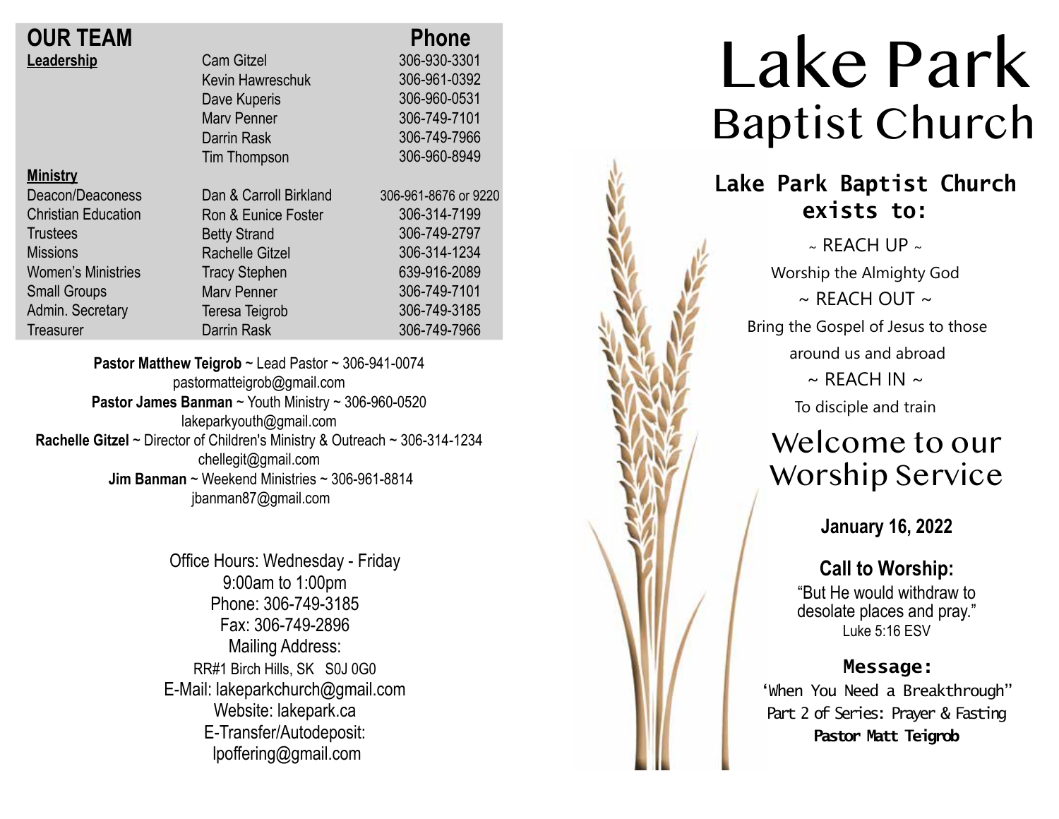## OUR TEAM

| | | Phone |
|---|---|---|
| **Leadership** | Cam Gitzel | 306-930-3301 |
| | Kevin Hawreschuk | 306-961-0392 |
| | Dave Kuperis | 306-960-0531 |
| | Marv Penner | 306-749-7101 |
| | Darrin Rask | 306-749-7966 |
| | Tim Thompson | 306-960-8949 |
| **Ministry** | | |
| Deacon/Deaconess | Dan & Carroll Birkland | 306-961-8676 or 9220 |
| Christian Education | Ron & Eunice Foster | 306-314-7199 |
| Trustees | Betty Strand | 306-749-2797 |
| Missions | Rachelle Gitzel | 306-314-1234 |
| Women's Ministries | Tracy Stephen | 639-916-2089 |
| Small Groups | Marv Penner | 306-749-7101 |
| Admin. Secretary | Teresa Teigrob | 306-749-3185 |
| Treasurer | Darrin Rask | 306-749-7966 |

**Pastor Matthew Teigrob** ~ Lead Pastor ~ 306-941-0074
pastormatteigrob@gmail.com
**Pastor James Banman** ~ Youth Ministry ~ 306-960-0520
lakeparkyouth@gmail.com
**Rachelle Gitzel** ~ Director of Children's Ministry & Outreach ~ 306-314-1234
chellegit@gmail.com
**Jim Banman** ~ Weekend Ministries ~ 306-961-8814
jbanman87@gmail.com

Office Hours: Wednesday - Friday
9:00am to 1:00pm
Phone: 306-749-3185
Fax: 306-749-2896
Mailing Address:
RR#1 Birch Hills, SK S0J 0G0
E-Mail: lakeparkchurch@gmail.com
Website: lakepark.ca
E-Transfer/Autodeposit:
lpoffering@gmail.com

# Lake Park Baptist Church

### Lake Park Baptist Church exists to:

~ REACH UP ~
Worship the Almighty God
~ REACH OUT ~
Bring the Gospel of Jesus to those around us and abroad
~ REACH IN ~
To disciple and train

## Welcome to our Worship Service

**January 16, 2022**

**Call to Worship:**
"But He would withdraw to desolate places and pray."
Luke 5:16 ESV

**Message:**
'When You Need a Breakthrough"
Part 2 of Series: Prayer & Fasting
**Pastor Matt Teigrob**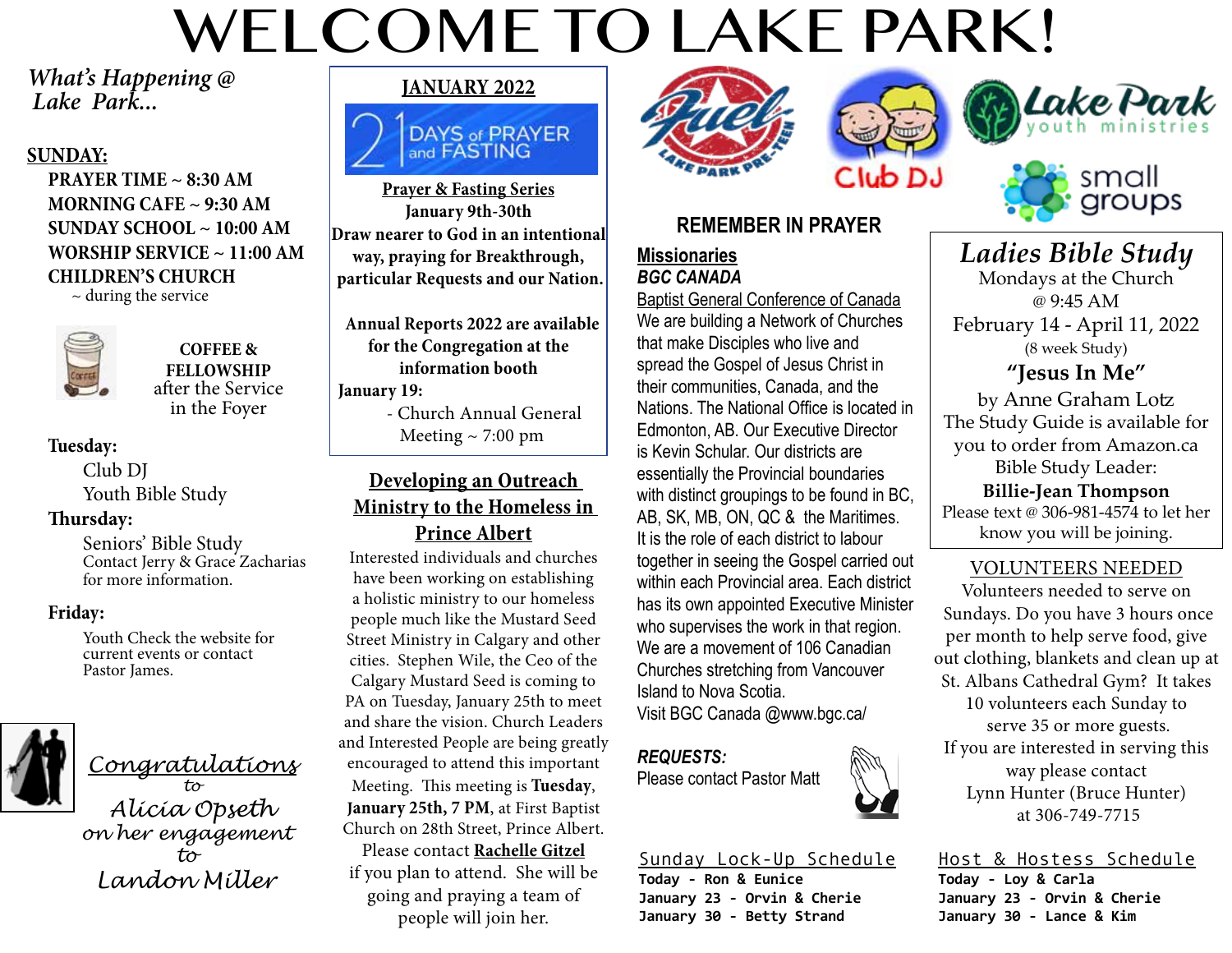# WELCOME TO LAKE PARK!

*What's Happening @ Lake Park...*

**SUNDAY:**

**PRAYER TIME ~ 8:30 AM**
**MORNING CAFE ~ 9:30 AM**
**SUNDAY SCHOOL ~ 10:00 AM**
**WORSHIP SERVICE ~ 11:00 AM**
**CHILDREN'S CHURCH**
~ during the service

**COFFEE & FELLOWSHIP**
after the Service in the Foyer

**Tuesday:**

Club DJ
Youth Bible Study

**Thursday:**

Seniors' Bible Study
Contact Jerry & Grace Zacharias for more information.

**Friday:**

Youth Check the website for current events or contact Pastor James.

*Congratulations to Alicia Opseth on her engagement to Landon Miller*

## JANUARY 2022

21 DAYS of PRAYER and FASTING

**Prayer & Fasting Series**
**January 9th-30th**
**Draw nearer to God in an intentional way, praying for Breakthrough, particular Requests and our Nation.**

**Annual Reports 2022 are available for the Congregation at the information booth**

**January 19:**
- Church Annual General Meeting ~ 7:00 pm

## Developing an Outreach Ministry to the Homeless in Prince Albert

Interested individuals and churches have been working on establishing a holistic ministry to our homeless people much like the Mustard Seed Street Ministry in Calgary and other cities. Stephen Wile, the Ceo of the Calgary Mustard Seed is coming to PA on Tuesday, January 25th to meet and share the vision. Church Leaders and Interested People are being greatly encouraged to attend this important Meeting. This meeting is **Tuesday, January 25th, 7 PM**, at First Baptist Church on 28th Street, Prince Albert. Please contact **Rachelle Gitzel** if you plan to attend. She will be going and praying a team of people will join her.

Fuel Lake Park Pre-Teen · Club DJ · Lake Park youth ministries · small groups

## REMEMBER IN PRAYER

**Missionaries**
***BGC CANADA***
Baptist General Conference of Canada
We are building a Network of Churches that make Disciples who live and spread the Gospel of Jesus Christ in their communities, Canada, and the Nations. The National Office is located in Edmonton, AB. Our Executive Director is Kevin Schular. Our districts are essentially the Provincial boundaries with distinct groupings to be found in BC, AB, SK, MB, ON, QC & the Maritimes. It is the role of each district to labour together in seeing the Gospel carried out within each Provincial area. Each district has its own appointed Executive Minister who supervises the work in that region. We are a movement of 106 Canadian Churches stretching from Vancouver Island to Nova Scotia.
Visit BGC Canada @www.bgc.ca/

***REQUESTS:***
Please contact Pastor Matt

## *Ladies Bible Study*

Mondays at the Church
@ 9:45 AM
February 14 - April 11, 2022
(8 week Study)
**"Jesus In Me"**
by Anne Graham Lotz
The Study Guide is available for you to order from Amazon.ca
Bible Study Leader:
**Billie-Jean Thompson**
Please text @ 306-981-4574 to let her know you will be joining.

## VOLUNTEERS NEEDED

Volunteers needed to serve on Sundays. Do you have 3 hours once per month to help serve food, give out clothing, blankets and clean up at St. Albans Cathedral Gym? It takes 10 volunteers each Sunday to serve 35 or more guests.
If you are interested in serving this way please contact
Lynn Hunter (Bruce Hunter)
at 306-749-7715

**Sunday Lock-Up Schedule**

**Today - Ron & Eunice**
**January 23 - Orvin & Cherie**
**January 30 - Betty Strand**

**Host & Hostess Schedule**

**Today - Loy & Carla**
**January 23 - Orvin & Cherie**
**January 30 - Lance & Kim**